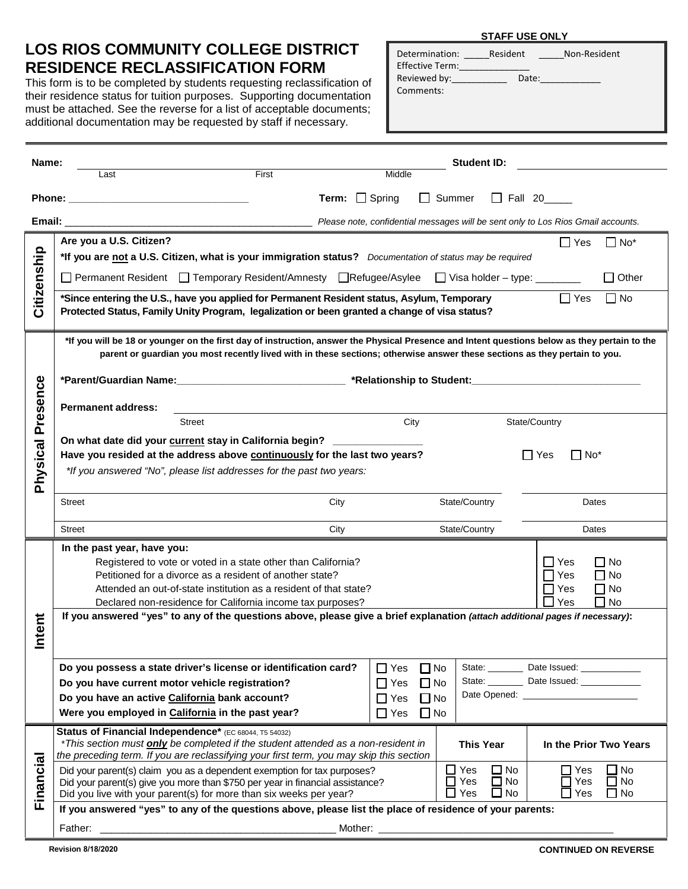# LOS RIOS COMMUNITY COLLEGE DISTRICT RESIDENCE RECLASSIFICATION FORM

This form is to be completed by students requesting reclassification of their residence status for tuition purposes. Supporting documentation must be attached. See the reverse for a list of acceptable documents; additional documentation may be requested by staff if necessary.

**STAFF USE ONLY**

Determination: _____Resident _____Non-Resident
Effective Term:______________
Reviewed by:___________ Date:____________
Comments:

---

**Name:** ______________________________________________ **Student ID:** ____________________
Last First Middle

**Phone:** ______________________________ **Term:** ☐ Spring ☐ Summer ☐ Fall 20_____

**Email:** ___________________________________________ *Please note, confidential messages will be sent only to Los Rios Gmail accounts.*

## Citizenship

**Are you a U.S. Citizen?** ☐ Yes ☐ No*

***If you are not a U.S. Citizen, what is your immigration status?** *Documentation of status may be required*

☐ Permanent Resident ☐ Temporary Resident/Amnesty ☐ Refugee/Asylee ☐ Visa holder – type: ________ ☐ Other

***Since entering the U.S., have you applied for Permanent Resident status, Asylum, Temporary Protected Status, Family Unity Program, legalization or been granted a change of visa status?** ☐ Yes ☐ No

## Physical Presence

***If you will be 18 or younger on the first day of instruction, answer the Physical Presence and Intent questions below as they pertain to the parent or guardian you most recently lived with in these sections; otherwise answer these sections as they pertain to you.**

***Parent/Guardian Name:**______________________________ ***Relationship to Student:**______________________________

**Permanent address:** ____________________________________________
Street City State/Country

**On what date did your current stay in California begin?** _______________

**Have you resided at the address above continuously for the last two years?** ☐ Yes ☐ No*

*\*If you answered "No", please list addresses for the past two years:*

| Street | City | State/Country | Dates |
|---|---|---|---|
| | | | |
| | | | |

## Intent

**In the past year, have you:**

| | | |
|---|---|---|
| Registered to vote or voted in a state other than California? | ☐ Yes | ☐ No |
| Petitioned for a divorce as a resident of another state? | ☐ Yes | ☐ No |
| Attended an out-of-state institution as a resident of that state? | ☐ Yes | ☐ No |
| Declared non-residence for California income tax purposes? | ☐ Yes | ☐ No |

**If you answered "yes" to any of the questions above, please give a brief explanation** *(attach additional pages if necessary)*:

| | | | |
|---|---|---|---|
| **Do you possess a state driver's license or identification card?** | ☐ Yes | ☐ No | State: _______ Date Issued: ____________ |
| **Do you have current motor vehicle registration?** | ☐ Yes | ☐ No | State: _______ Date Issued: ____________ |
| **Do you have an active California bank account?** | ☐ Yes | ☐ No | Date Opened: ______________________ |
| **Were you employed in California in the past year?** | ☐ Yes | ☐ No | |

## Financial

| **Status of Financial Independence*** (EC 68044, T5 54032)<br>*\*This section must **only** be completed if the student attended as a non-resident in the preceding term. If you are reclassifying your first term, you may skip this section* | **This Year** | **In the Prior Two Years** |
|---|---|---|
| Did your parent(s) claim you as a dependent exemption for tax purposes? | ☐ Yes ☐ No | ☐ Yes ☐ No |
| Did your parent(s) give you more than $750 per year in financial assistance? | ☐ Yes ☐ No | ☐ Yes ☐ No |
| Did you live with your parent(s) for more than six weeks per year? | ☐ Yes ☐ No | ☐ Yes ☐ No |

**If you answered "yes" to any of the questions above, please list the place of residence of your parents:**

Father: ________________________________________ Mother: ________________________________________

**Revision 8/18/2020**

**CONTINUED ON REVERSE**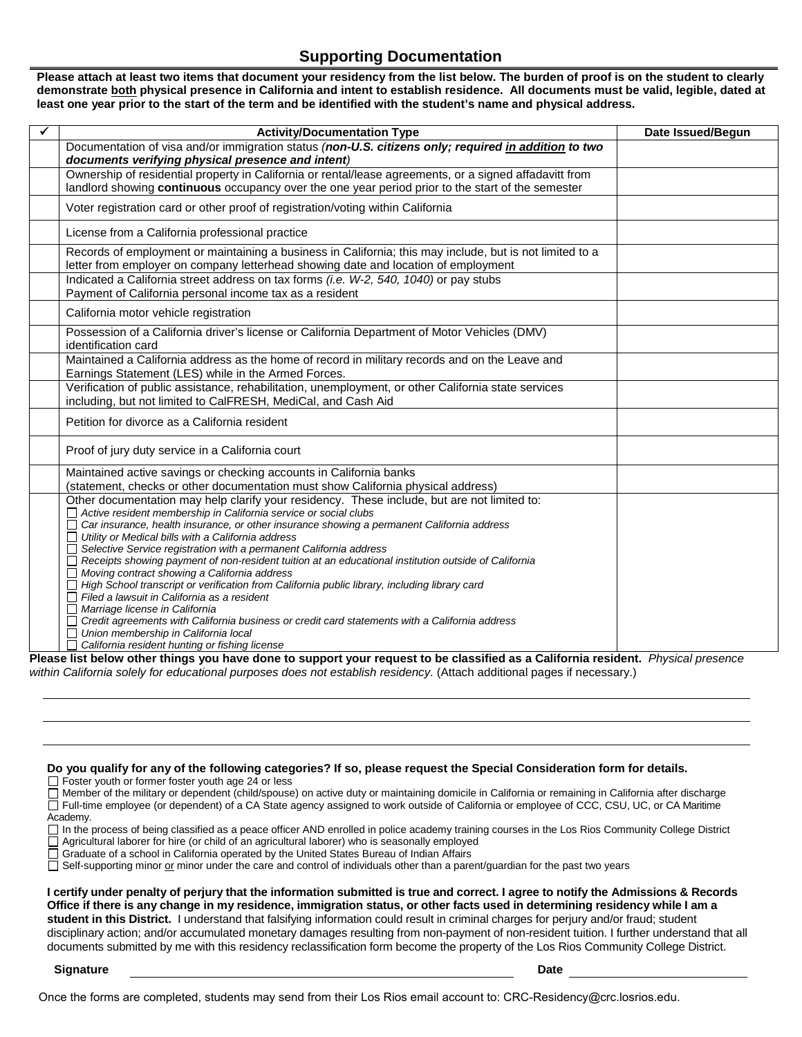## Supporting Documentation

**Please attach at least two items that document your residency from the list below. The burden of proof is on the student to clearly demonstrate both physical presence in California and intent to establish residence. All documents must be valid, legible, dated at least one year prior to the start of the term and be identified with the student's name and physical address.**

| ✓ | Activity/Documentation Type | Date Issued/Begun |
|---|---|---|
| | Documentation of visa and/or immigration status *(**non-U.S. citizens only; required in addition to two documents verifying physical presence and intent**)* | |
| | Ownership of residential property in California or rental/lease agreements, or a signed affadavitt from landlord showing **continuous** occupancy over the one year period prior to the start of the semester | |
| | Voter registration card or other proof of registration/voting within California | |
| | License from a California professional practice | |
| | Records of employment or maintaining a business in California; this may include, but is not limited to a letter from employer on company letterhead showing date and location of employment | |
| | Indicated a California street address on tax forms *(i.e. W-2, 540, 1040)* or pay stubs<br>Payment of California personal income tax as a resident | |
| | California motor vehicle registration | |
| | Possession of a California driver's license or California Department of Motor Vehicles (DMV) identification card | |
| | Maintained a California address as the home of record in military records and on the Leave and Earnings Statement (LES) while in the Armed Forces. | |
| | Verification of public assistance, rehabilitation, unemployment, or other California state services including, but not limited to CalFRESH, MediCal, and Cash Aid | |
| | Petition for divorce as a California resident | |
| | Proof of jury duty service in a California court | |
| | Maintained active savings or checking accounts in California banks<br>(statement, checks or other documentation must show California physical address) | |
| | Other documentation may help clarify your residency. These include, but are not limited to:<br>☐ *Active resident membership in California service or social clubs*<br>☐ *Car insurance, health insurance, or other insurance showing a permanent California address*<br>☐ *Utility or Medical bills with a California address*<br>☐ *Selective Service registration with a permanent California address*<br>☐ *Receipts showing payment of non-resident tuition at an educational institution outside of California*<br>☐ *Moving contract showing a California address*<br>☐ *High School transcript or verification from California public library, including library card*<br>☐ *Filed a lawsuit in California as a resident*<br>☐ *Marriage license in California*<br>☐ *Credit agreements with California business or credit card statements with a California address*<br>☐ *Union membership in California local*<br>☐ *California resident hunting or fishing license* | |

**Please list below other things you have done to support your request to be classified as a California resident.** *Physical presence within California solely for educational purposes does not establish residency.* (Attach additional pages if necessary.)

\_\_\_\_\_\_\_\_\_\_\_\_\_\_\_\_\_\_\_\_\_\_\_\_\_\_\_\_\_\_\_\_\_\_\_\_\_\_\_\_\_\_\_\_\_\_\_\_\_\_\_\_\_\_\_\_\_\_\_\_

\_\_\_\_\_\_\_\_\_\_\_\_\_\_\_\_\_\_\_\_\_\_\_\_\_\_\_\_\_\_\_\_\_\_\_\_\_\_\_\_\_\_\_\_\_\_\_\_\_\_\_\_\_\_\_\_\_\_\_\_

\_\_\_\_\_\_\_\_\_\_\_\_\_\_\_\_\_\_\_\_\_\_\_\_\_\_\_\_\_\_\_\_\_\_\_\_\_\_\_\_\_\_\_\_\_\_\_\_\_\_\_\_\_\_\_\_\_\_\_\_

**Do you qualify for any of the following categories? If so, please request the Special Consideration form for details.**

☐ Foster youth or former foster youth age 24 or less
☐ Member of the military or dependent (child/spouse) on active duty or maintaining domicile in California or remaining in California after discharge
☐ Full-time employee (or dependent) of a CA State agency assigned to work outside of California or employee of CCC, CSU, UC, or CA Maritime Academy.
☐ In the process of being classified as a peace officer AND enrolled in police academy training courses in the Los Rios Community College District
☐ Agricultural laborer for hire (or child of an agricultural laborer) who is seasonally employed
☐ Graduate of a school in California operated by the United States Bureau of Indian Affairs
☐ Self-supporting minor or minor under the care and control of individuals other than a parent/guardian for the past two years

**I certify under penalty of perjury that the information submitted is true and correct. I agree to notify the Admissions & Records Office if there is any change in my residence, immigration status, or other facts used in determining residency while I am a student in this District.** I understand that falsifying information could result in criminal charges for perjury and/or fraud; student disciplinary action; and/or accumulated monetary damages resulting from non-payment of non-resident tuition. I further understand that all documents submitted by me with this residency reclassification form become the property of the Los Rios Community College District.

**Signature** \_\_\_\_\_\_\_\_\_\_\_\_\_\_\_\_\_\_\_\_\_\_\_\_\_\_\_\_\_\_\_\_\_\_\_\_ **Date** \_\_\_\_\_\_\_\_\_\_\_\_\_\_\_\_\_\_

Once the forms are completed, students may send from their Los Rios email account to: CRC-Residency@crc.losrios.edu.